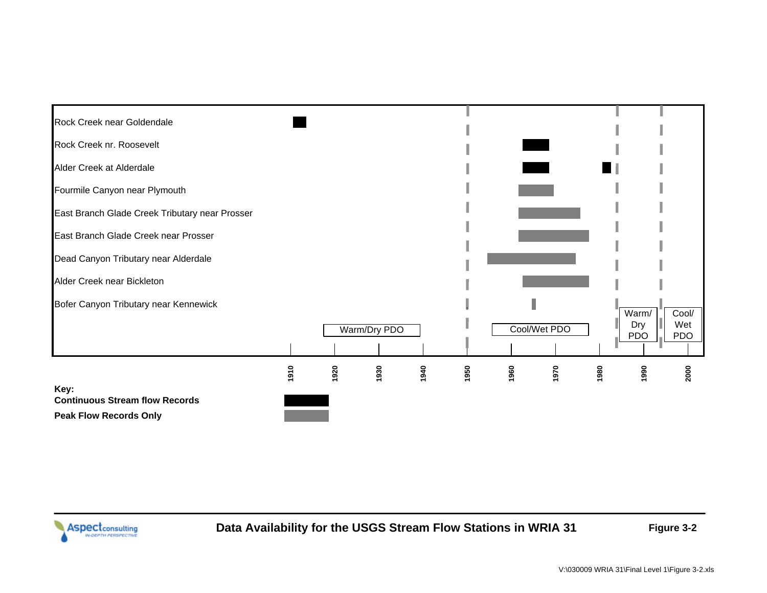Rock Creek near Goldendale

Rock Creek nr. Roosevelt

Alder Creek at Alderdale

Fourmile Canyon near Plymouth

East Branch Glade Creek Tributary near Prosser

East Branch Glade Creek near Prosser

Dead Canyon Tributary near Alderdale

Alder Creek near Bickleton

Bofer Canyon Tributary near Kennewick

Warm/Dry PDO | Cool/Wet PDO | Warm/ Dry PDO | Cool/ Wet PDO

1910 1920 1930 1940 1950 1960 1970 1980 1990 2000

**Key:**

**Continuous Stream flow Records**

**Peak Flow Records Only**

**Data Availability for the USGS Stream Flow Stations in WRIA 31**

**Figure 3-2**

V:\030009 WRIA 31\Final Level 1\Figure 3-2.xls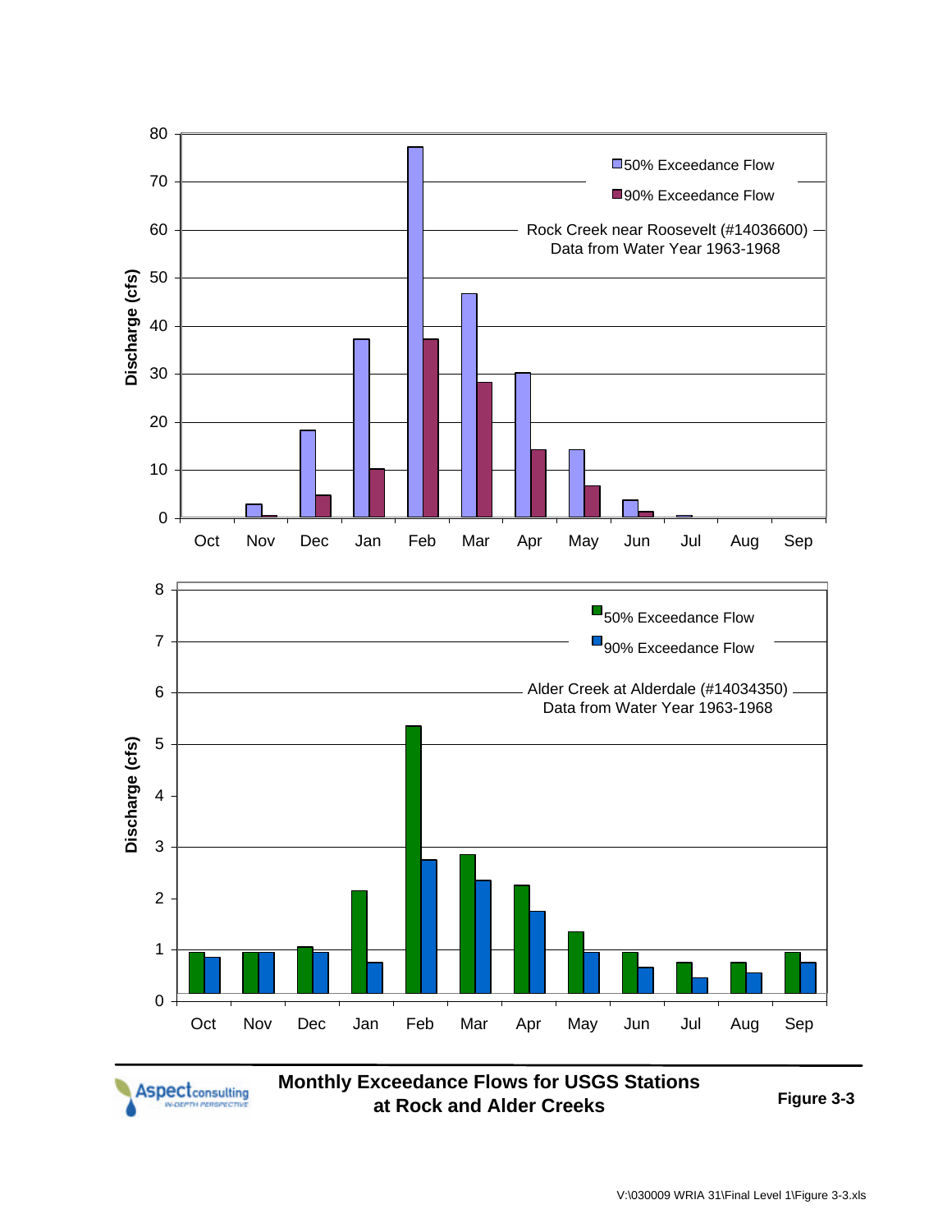Rock Creek near Roosevelt (#14036600)
Data from Water Year 1963-1968

Discharge (cfs)

50% Exceedance Flow
90% Exceedance Flow

Oct Nov Dec Jan Feb Mar Apr May Jun Jul Aug Sep

Alder Creek at Alderdale (#14034350)
Data from Water Year 1963-1968

Discharge (cfs)

50% Exceedance Flow
90% Exceedance Flow

Oct Nov Dec Jan Feb Mar Apr May Jun Jul Aug Sep

**Monthly Exceedance Flows for USGS Stations at Rock and Alder Creeks**

**Figure 3-3**

V:\030009 WRIA 31\Final Level 1\Figure 3-3.xls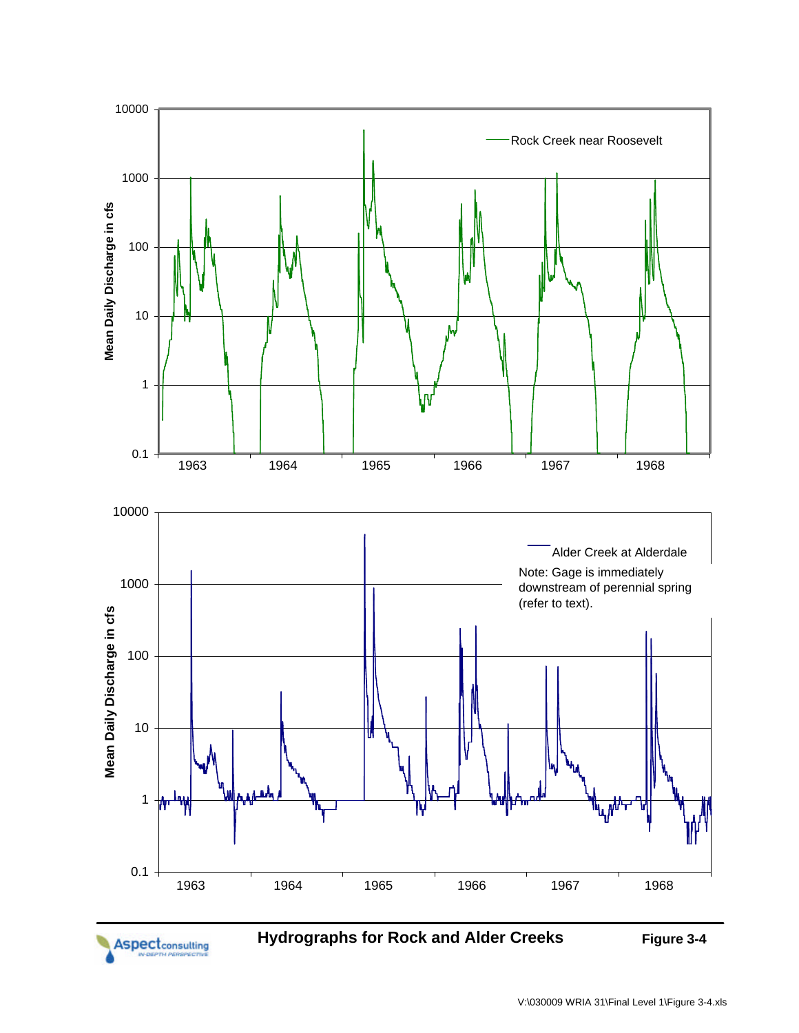Rock Creek near Roosevelt

Mean Daily Discharge in cfs

Alder Creek at Alderdale

Note: Gage is immediately downstream of perennial spring (refer to text).

Mean Daily Discharge in cfs

**Hydrographs for Rock and Alder Creeks**

**Figure 3-4**

V:\030009 WRIA 31\Final Level 1\Figure 3-4.xls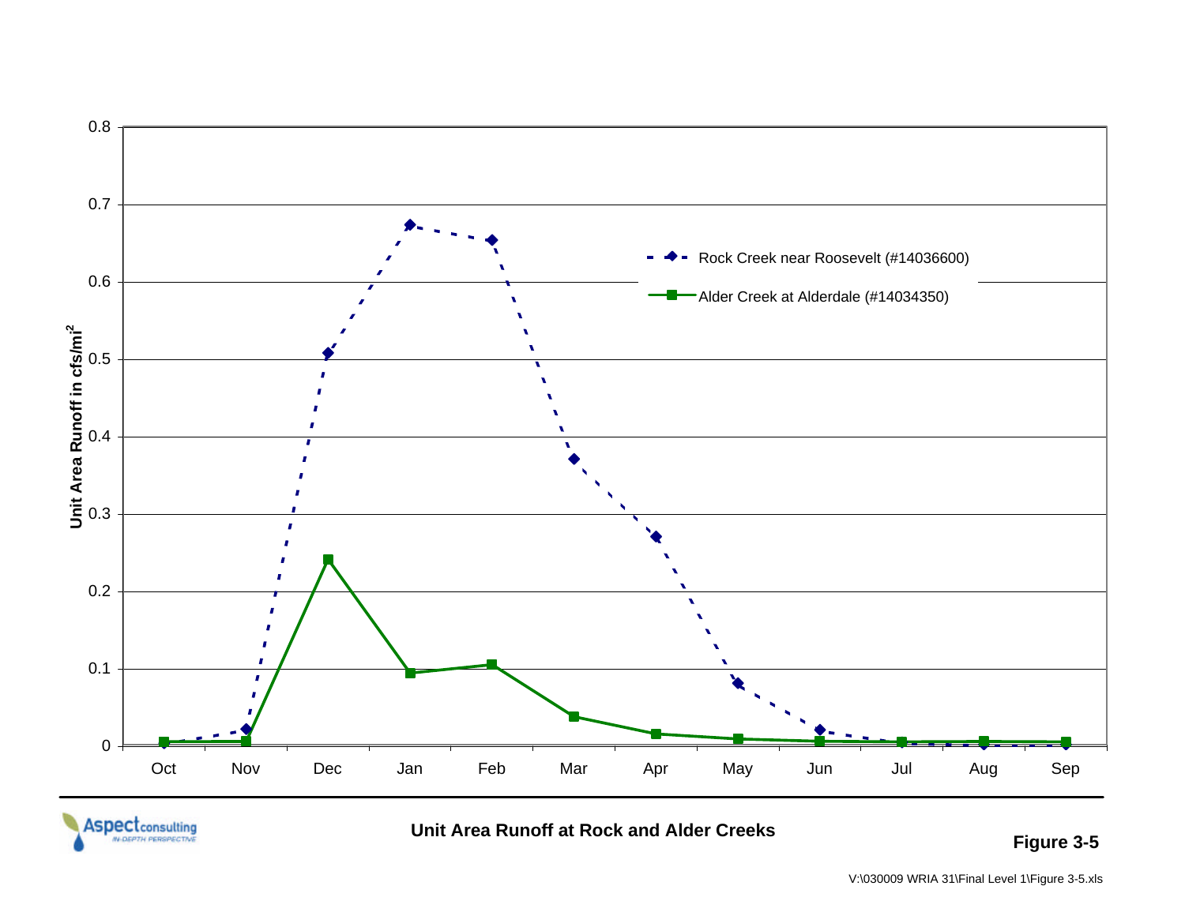**Unit Area Runoff at Rock and Alder Creeks**

**Figure 3-5**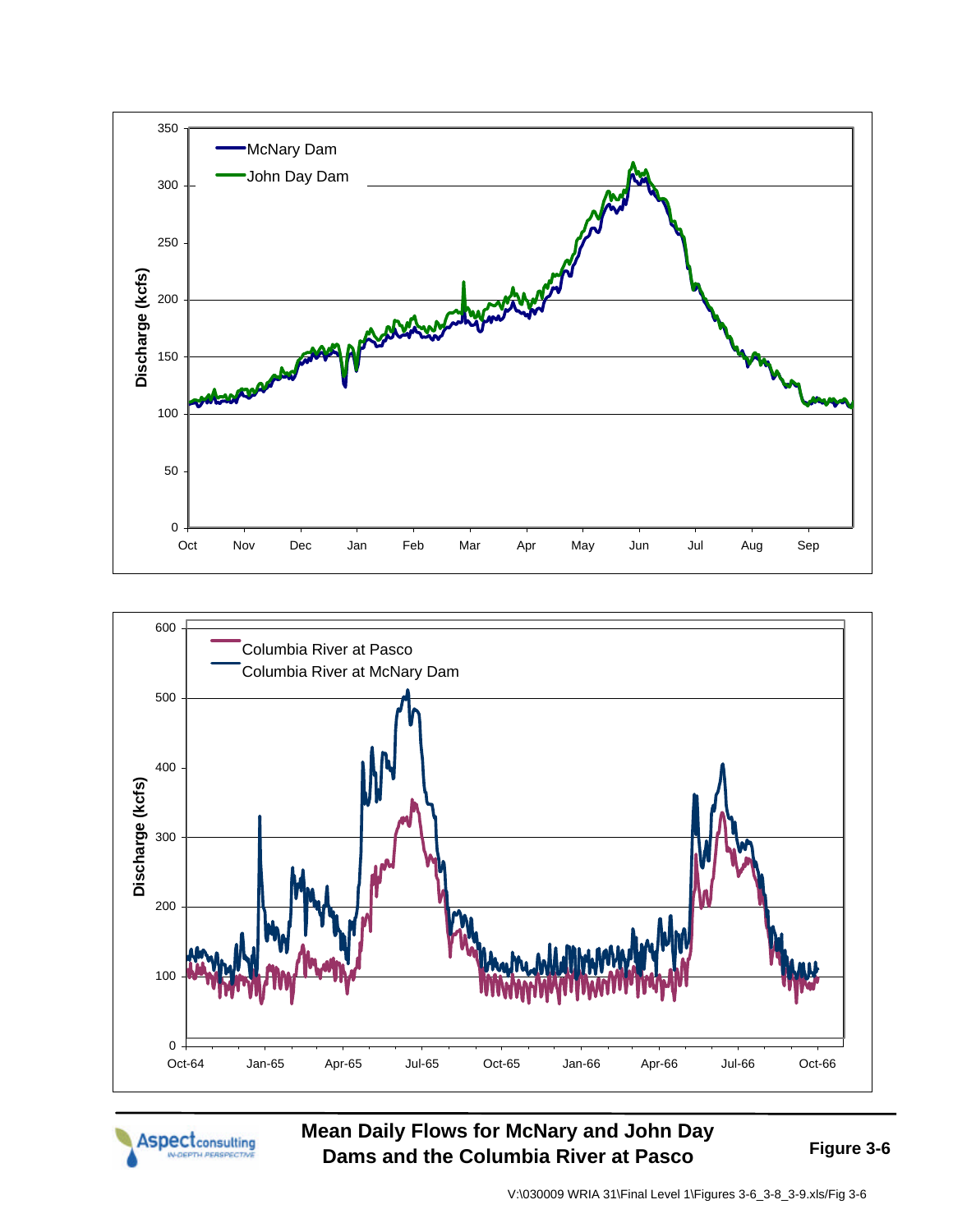Discharge (kcfs)

McNary Dam
John Day Dam

350, 300, 250, 200, 150, 100, 50, 0

Oct, Nov, Dec, Jan, Feb, Mar, Apr, May, Jun, Jul, Aug, Sep

Discharge (kcfs)

Columbia River at Pasco
Columbia River at McNary Dam

600, 500, 400, 300, 200, 100, 0

Oct-64, Jan-65, Apr-65, Jul-65, Oct-65, Jan-66, Apr-66, Jul-66, Oct-66

Aspect consulting IN-DEPTH PERSPECTIVE

**Mean Daily Flows for McNary and John Day Dams and the Columbia River at Pasco**

**Figure 3-6**

V:\030009 WRIA 31\Final Level 1\Figures 3-6_3-8_3-9.xls/Fig 3-6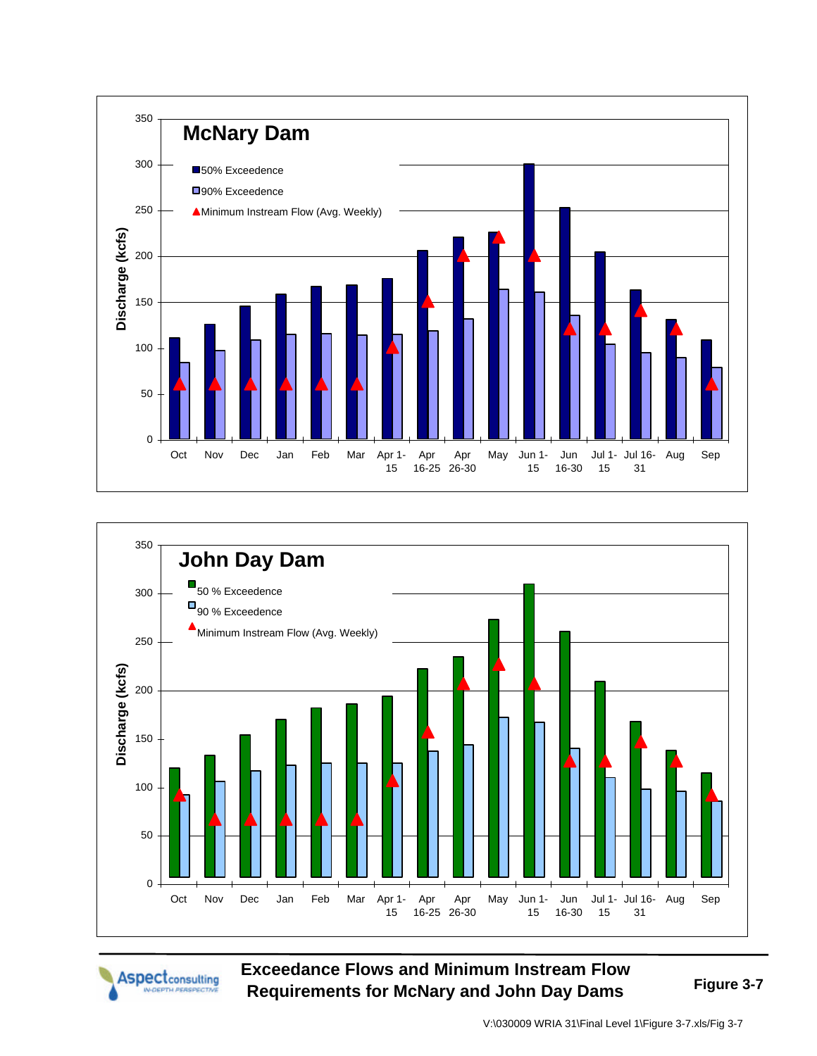## McNary Dam

Discharge (kcfs)

■ 50% Exceedence
■ 90% Exceedence
▲ Minimum Instream Flow (Avg. Weekly)

Oct, Nov, Dec, Jan, Feb, Mar, Apr 1-15, Apr 16-25, Apr 26-30, May, Jun 1-15, Jun 16-30, Jul 1-15, Jul 16-31, Aug, Sep

## John Day Dam

Discharge (kcfs)

■ 50 % Exceedence
■ 90 % Exceedence
▲ Minimum Instream Flow (Avg. Weekly)

Oct, Nov, Dec, Jan, Feb, Mar, Apr 1-15, Apr 16-25, Apr 26-30, May, Jun 1-15, Jun 16-30, Jul 1-15, Jul 16-31, Aug, Sep

**Exceedance Flows and Minimum Instream Flow Requirements for McNary and John Day Dams**

**Figure 3-7**

V:\030009 WRIA 31\Final Level 1\Figure 3-7.xls/Fig 3-7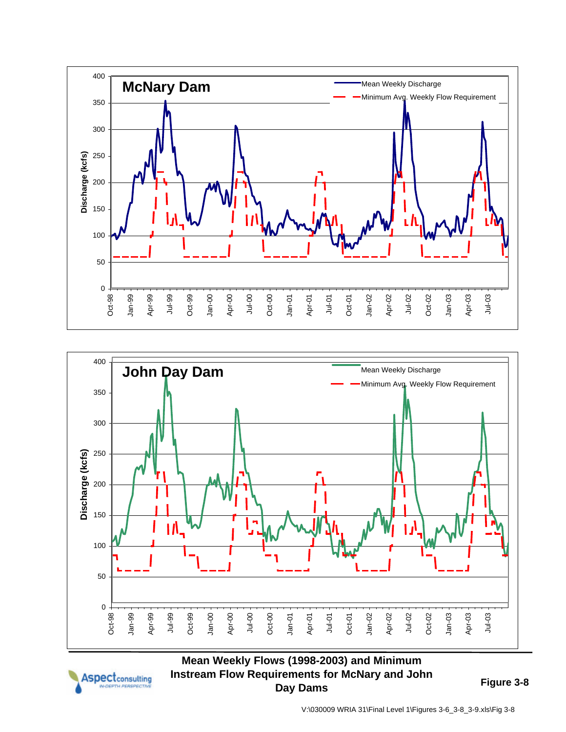**McNary Dam**

Mean Weekly Discharge

Minimum Avg. Weekly Flow Requirement

Discharge (kcfs)

0, 50, 100, 150, 200, 250, 300, 350, 400

Oct-98, Jan-99, Apr-99, Jul-99, Oct-99, Jan-00, Apr-00, Jul-00, Oct-00, Jan-01, Apr-01, Jul-01, Oct-01, Jan-02, Apr-02, Jul-02, Oct-02, Jan-03, Apr-03, Jul-03

**John Day Dam**

Mean Weekly Discharge

Minimum Avg. Weekly Flow Requirement

Discharge (kcfs)

0, 50, 100, 150, 200, 250, 300, 350, 400

Oct-98, Jan-99, Apr-99, Jul-99, Oct-99, Jan-00, Apr-00, Jul-00, Oct-00, Jan-01, Apr-01, Jul-01, Oct-01, Jan-02, Apr-02, Jul-02, Oct-02, Jan-03, Apr-03, Jul-03

Aspect consulting — IN-DEPTH PERSPECTIVE

**Mean Weekly Flows (1998-2003) and Minimum Instream Flow Requirements for McNary and John Day Dams**

**Figure 3-8**

V:\030009 WRIA 31\Final Level 1\Figures 3-6_3-8_3-9.xls\Fig 3-8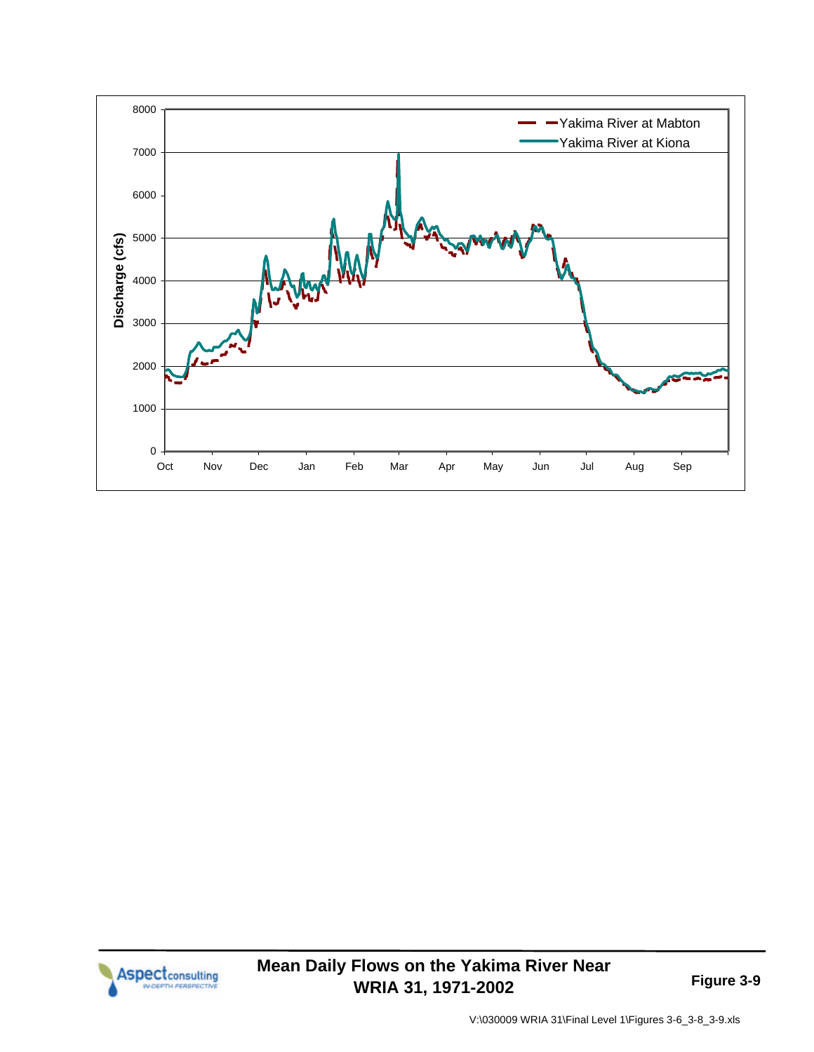Discharge (cfs)

8000
7000
6000
5000
4000
3000
2000
1000
0

Oct Nov Dec Jan Feb Mar Apr May Jun Jul Aug Sep

Yakima River at Mabton

Yakima River at Kiona

Aspect consulting
IN-DEPTH PERSPECTIVE

**Mean Daily Flows on the Yakima River Near WRIA 31, 1971-2002**

**Figure 3-9**

V:\030009 WRIA 31\Final Level 1\Figures 3-6_3-8_3-9.xls